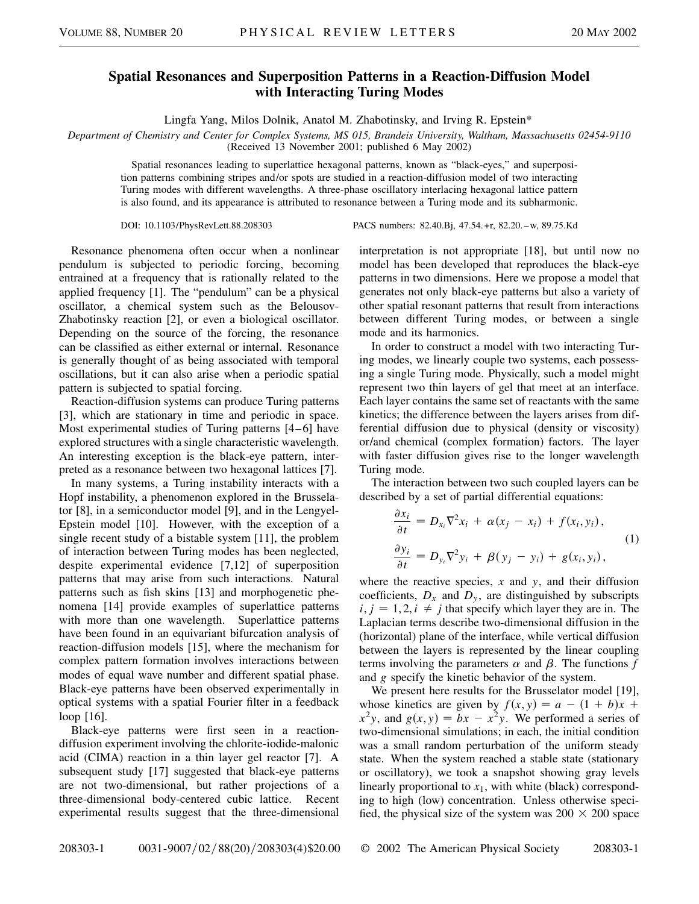# Spatial Resonances and Superposition Patterns in a Reaction-Diffusion Model with Interacting Turing Modes

Lingfa Yang, Milos Dolnik, Anatol M. Zhabotinsky, and Irving R. Epstein*

*Department of Chemistry and Center for Complex Systems, MS 015, Brandeis University, Waltham, Massachusetts 02454-9110*
(Received 13 November 2001; published 6 May 2002)

Spatial resonances leading to superlattice hexagonal patterns, known as "black-eyes," and superposition patterns combining stripes and/or spots are studied in a reaction-diffusion model of two interacting Turing modes with different wavelengths. A three-phase oscillatory interlacing hexagonal lattice pattern is also found, and its appearance is attributed to resonance between a Turing mode and its subharmonic.

DOI: 10.1103/PhysRevLett.88.208303 PACS numbers: 82.40.Bj, 47.54.+r, 82.20.–w, 89.75.Kd

Resonance phenomena often occur when a nonlinear pendulum is subjected to periodic forcing, becoming entrained at a frequency that is rationally related to the applied frequency [1]. The "pendulum" can be a physical oscillator, a chemical system such as the Belousov-Zhabotinsky reaction [2], or even a biological oscillator. Depending on the source of the forcing, the resonance can be classified as either external or internal. Resonance is generally thought of as being associated with temporal oscillations, but it can also arise when a periodic spatial pattern is subjected to spatial forcing.

Reaction-diffusion systems can produce Turing patterns [3], which are stationary in time and periodic in space. Most experimental studies of Turing patterns [4–6] have explored structures with a single characteristic wavelength. An interesting exception is the black-eye pattern, interpreted as a resonance between two hexagonal lattices [7].

In many systems, a Turing instability interacts with a Hopf instability, a phenomenon explored in the Brusselator [8], in a semiconductor model [9], and in the Lengyel-Epstein model [10]. However, with the exception of a single recent study of a bistable system [11], the problem of interaction between Turing modes has been neglected, despite experimental evidence [7,12] of superposition patterns that may arise from such interactions. Natural patterns such as fish skins [13] and morphogenetic phenomena [14] provide examples of superlattice patterns with more than one wavelength. Superlattice patterns have been found in an equivariant bifurcation analysis of reaction-diffusion models [15], where the mechanism for complex pattern formation involves interactions between modes of equal wave number and different spatial phase. Black-eye patterns have been observed experimentally in optical systems with a spatial Fourier filter in a feedback loop [16].

Black-eye patterns were first seen in a reaction-diffusion experiment involving the chlorite-iodide-malonic acid (CIMA) reaction in a thin layer gel reactor [7]. A subsequent study [17] suggested that black-eye patterns are not two-dimensional, but rather projections of a three-dimensional body-centered cubic lattice. Recent experimental results suggest that the three-dimensional interpretation is not appropriate [18], but until now no model has been developed that reproduces the black-eye patterns in two dimensions. Here we propose a model that generates not only black-eye patterns but also a variety of other spatial resonant patterns that result from interactions between different Turing modes, or between a single mode and its harmonics.

In order to construct a model with two interacting Turing modes, we linearly couple two systems, each possessing a single Turing mode. Physically, such a model might represent two thin layers of gel that meet at an interface. Each layer contains the same set of reactants with the same kinetics; the difference between the layers arises from differential diffusion due to physical (density or viscosity) or/and chemical (complex formation) factors. The layer with faster diffusion gives rise to the longer wavelength Turing mode.

The interaction between two such coupled layers can be described by a set of partial differential equations:

$$\frac{\partial x_i}{\partial t} = D_{x_i}\nabla^2 x_i + \alpha(x_j - x_i) + f(x_i, y_i),$$
$$\frac{\partial y_i}{\partial t} = D_{y_i}\nabla^2 y_i + \beta(y_j - y_i) + g(x_i, y_i), \tag{1}$$

where the reactive species, $x$ and $y$, and their diffusion coefficients, $D_x$ and $D_y$, are distinguished by subscripts $i, j = 1, 2, i \neq j$ that specify which layer they are in. The Laplacian terms describe two-dimensional diffusion in the (horizontal) plane of the interface, while vertical diffusion between the layers is represented by the linear coupling terms involving the parameters $\alpha$ and $\beta$. The functions $f$ and $g$ specify the kinetic behavior of the system.

We present here results for the Brusselator model [19], whose kinetics are given by $f(x, y) = a - (1 + b)x + x^2y$, and $g(x, y) = bx - x^2y$. We performed a series of two-dimensional simulations; in each, the initial condition was a small random perturbation of the uniform steady state. When the system reached a stable state (stationary or oscillatory), we took a snapshot showing gray levels linearly proportional to $x_1$, with white (black) corresponding to high (low) concentration. Unless otherwise specified, the physical size of the system was $200 \times 200$ space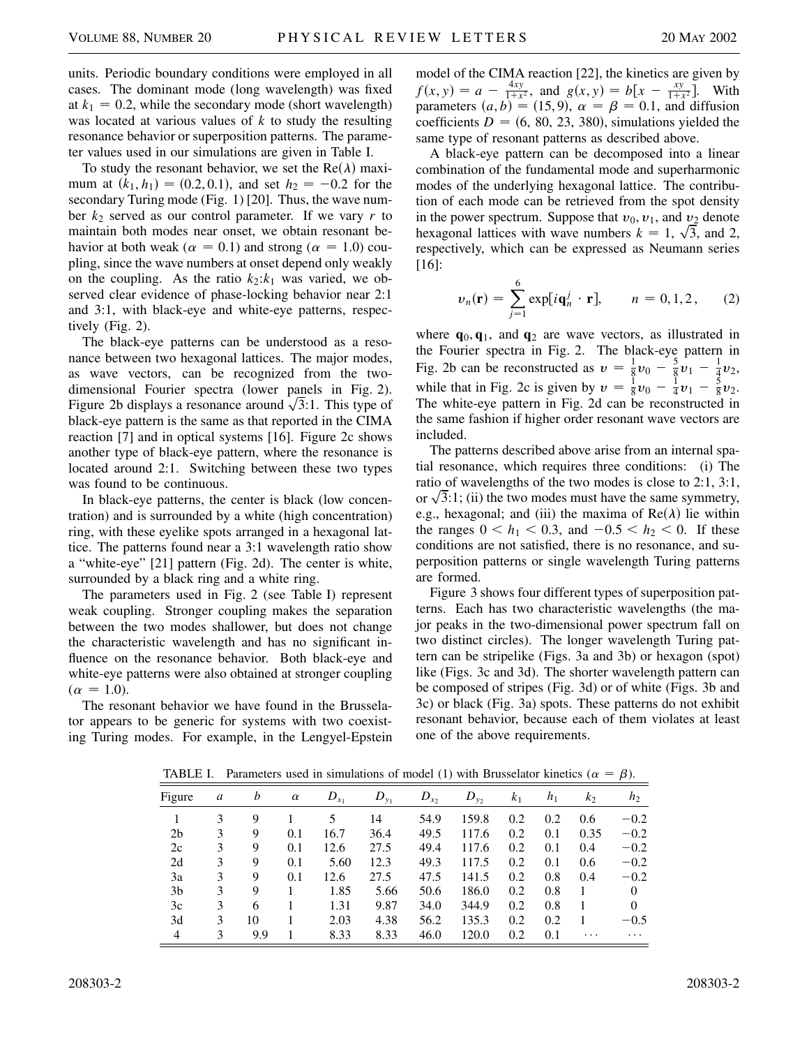units. Periodic boundary conditions were employed in all cases. The dominant mode (long wavelength) was fixed at $k_1 = 0.2$, while the secondary mode (short wavelength) was located at various values of $k$ to study the resulting resonance behavior or superposition patterns. The parameter values used in our simulations are given in Table I.

To study the resonant behavior, we set the $\mathrm{Re}(\lambda)$ maximum at $(k_1, h_1) = (0.2, 0.1)$, and set $h_2 = -0.2$ for the secondary Turing mode (Fig. 1) [20]. Thus, the wave number $k_2$ served as our control parameter. If we vary $r$ to maintain both modes near onset, we obtain resonant behavior at both weak ($\alpha = 0.1$) and strong ($\alpha = 1.0$) coupling, since the wave numbers at onset depend only weakly on the coupling. As the ratio $k_2{:}k_1$ was varied, we observed clear evidence of phase-locking behavior near 2:1 and 3:1, with black-eye and white-eye patterns, respectively (Fig. 2).

The black-eye patterns can be understood as a resonance between two hexagonal lattices. The major modes, as wave vectors, can be recognized from the two-dimensional Fourier spectra (lower panels in Fig. 2). Figure 2b displays a resonance around $\sqrt{3}$:1. This type of black-eye pattern is the same as that reported in the CIMA reaction [7] and in optical systems [16]. Figure 2c shows another type of black-eye pattern, where the resonance is located around 2:1. Switching between these two types was found to be continuous.

In black-eye patterns, the center is black (low concentration) and is surrounded by a white (high concentration) ring, with these eyelike spots arranged in a hexagonal lattice. The patterns found near a 3:1 wavelength ratio show a "white-eye" [21] pattern (Fig. 2d). The center is white, surrounded by a black ring and a white ring.

The parameters used in Fig. 2 (see Table I) represent weak coupling. Stronger coupling makes the separation between the two modes shallower, but does not change the characteristic wavelength and has no significant influence on the resonance behavior. Both black-eye and white-eye patterns were also obtained at stronger coupling ($\alpha = 1.0$).

The resonant behavior we have found in the Brusselator appears to be generic for systems with two coexisting Turing modes. For example, in the Lengyel-Epstein model of the CIMA reaction [22], the kinetics are given by $f(x, y) = a - \frac{4xy}{1+x^2}$, and $g(x, y) = b[x - \frac{xy}{1+x^2}]$. With parameters $(a, b) = (15, 9)$, $\alpha = \beta = 0.1$, and diffusion coefficients $D = (6, 80, 23, 380)$, simulations yielded the same type of resonant patterns as described above.

A black-eye pattern can be decomposed into a linear combination of the fundamental mode and superharmonic modes of the underlying hexagonal lattice. The contribution of each mode can be retrieved from the spot density in the power spectrum. Suppose that $v_0, v_1$, and $v_2$ denote hexagonal lattices with wave numbers $k = 1$, $\sqrt{3}$, and 2, respectively, which can be expressed as Neumann series [16]:

$$v_n(\mathbf{r}) = \sum_{j=1}^{6} \exp[i\mathbf{q}_n^j \cdot \mathbf{r}], \qquad n = 0, 1, 2, \tag{2}$$

where $\mathbf{q}_0$, $\mathbf{q}_1$, and $\mathbf{q}_2$ are wave vectors, as illustrated in the Fourier spectra in Fig. 2. The black-eye pattern in Fig. 2b can be reconstructed as $v = \frac{1}{8}v_0 - \frac{5}{8}v_1 - \frac{1}{4}v_2$, while that in Fig. 2c is given by $v = \frac{1}{8}v_0 - \frac{1}{4}v_1 - \frac{5}{8}v_2$. The white-eye pattern in Fig. 2d can be reconstructed in the same fashion if higher order resonant wave vectors are included.

The patterns described above arise from an internal spatial resonance, which requires three conditions: (i) The ratio of wavelengths of the two modes is close to 2:1, 3:1, or $\sqrt{3}$:1; (ii) the two modes must have the same symmetry, e.g., hexagonal; and (iii) the maxima of $\mathrm{Re}(\lambda)$ lie within the ranges $0 < h_1 < 0.3$, and $-0.5 < h_2 < 0$. If these conditions are not satisfied, there is no resonance, and superposition patterns or single wavelength Turing patterns are formed.

Figure 3 shows four different types of superposition patterns. Each has two characteristic wavelengths (the major peaks in the two-dimensional power spectrum fall on two distinct circles). The longer wavelength Turing pattern can be stripelike (Figs. 3a and 3b) or hexagon (spot) like (Figs. 3c and 3d). The shorter wavelength pattern can be composed of stripes (Fig. 3d) or of white (Figs. 3b and 3c) or black (Fig. 3a) spots. These patterns do not exhibit resonant behavior, because each of them violates at least one of the above requirements.

TABLE I. Parameters used in simulations of model (1) with Brusselator kinetics ($\alpha = \beta$).

| Figure | $a$ | $b$ | $\alpha$ | $D_{x_1}$ | $D_{y_1}$ | $D_{x_2}$ | $D_{y_2}$ | $k_1$ | $h_1$ | $k_2$ | $h_2$ |
|---|---|---|---|---|---|---|---|---|---|---|---|
| 1 | 3 | 9 | 1 | 5 | 14 | 54.9 | 159.8 | 0.2 | 0.2 | 0.6 | −0.2 |
| 2b | 3 | 9 | 0.1 | 16.7 | 36.4 | 49.5 | 117.6 | 0.2 | 0.1 | 0.35 | −0.2 |
| 2c | 3 | 9 | 0.1 | 12.6 | 27.5 | 49.4 | 117.6 | 0.2 | 0.1 | 0.4 | −0.2 |
| 2d | 3 | 9 | 0.1 | 5.60 | 12.3 | 49.3 | 117.5 | 0.2 | 0.1 | 0.6 | −0.2 |
| 3a | 3 | 9 | 0.1 | 12.6 | 27.5 | 47.5 | 141.5 | 0.2 | 0.8 | 0.4 | −0.2 |
| 3b | 3 | 9 | 1 | 1.85 | 5.66 | 50.6 | 186.0 | 0.2 | 0.8 | 1 | 0 |
| 3c | 3 | 6 | 1 | 1.31 | 9.87 | 34.0 | 344.9 | 0.2 | 0.8 | 1 | 0 |
| 3d | 3 | 10 | 1 | 2.03 | 4.38 | 56.2 | 135.3 | 0.2 | 0.2 | 1 | −0.5 |
| 4 | 3 | 9.9 | 1 | 8.33 | 8.33 | 46.0 | 120.0 | 0.2 | 0.1 | ⋯ | ⋯ |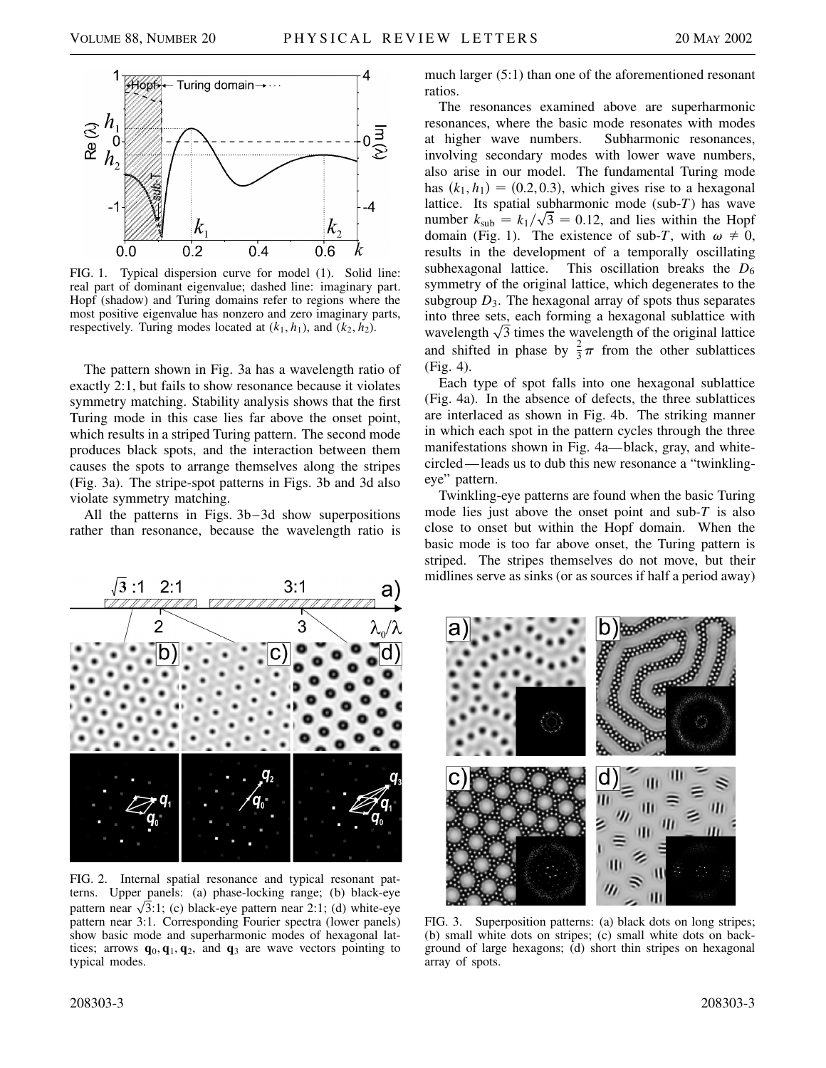FIG. 1. Typical dispersion curve for model (1). Solid line: real part of dominant eigenvalue; dashed line: imaginary part. Hopf (shadow) and Turing domains refer to regions where the most positive eigenvalue has nonzero and zero imaginary parts, respectively. Turing modes located at $(k_1, h_1)$, and $(k_2, h_2)$.

The pattern shown in Fig. 3a has a wavelength ratio of exactly 2:1, but fails to show resonance because it violates symmetry matching. Stability analysis shows that the first Turing mode in this case lies far above the onset point, which results in a striped Turing pattern. The second mode produces black spots, and the interaction between them causes the spots to arrange themselves along the stripes (Fig. 3a). The stripe-spot patterns in Figs. 3b and 3d also violate symmetry matching.

All the patterns in Figs. 3b–3d show superpositions rather than resonance, because the wavelength ratio is much larger (5:1) than one of the aforementioned resonant ratios.

FIG. 2. Internal spatial resonance and typical resonant patterns. Upper panels: (a) phase-locking range; (b) black-eye pattern near $\sqrt{3}$:1; (c) black-eye pattern near 2:1; (d) white-eye pattern near 3:1. Corresponding Fourier spectra (lower panels) show basic mode and superharmonic modes of hexagonal lattices; arrows $\mathbf{q}_0, \mathbf{q}_1, \mathbf{q}_2$, and $\mathbf{q}_3$ are wave vectors pointing to typical modes.

The resonances examined above are superharmonic resonances, where the basic mode resonates with modes at higher wave numbers. Subharmonic resonances, involving secondary modes with lower wave numbers, also arise in our model. The fundamental Turing mode has $(k_1, h_1) = (0.2, 0.3)$, which gives rise to a hexagonal lattice. Its spatial subharmonic mode (sub-$T$) has wave number $k_{\text{sub}} = k_1/\sqrt{3} = 0.12$, and lies within the Hopf domain (Fig. 1). The existence of sub-$T$, with $\omega \neq 0$, results in the development of a temporally oscillating subhexagonal lattice. This oscillation breaks the $D_6$ symmetry of the original lattice, which degenerates to the subgroup $D_3$. The hexagonal array of spots thus separates into three sets, each forming a hexagonal sublattice with wavelength $\sqrt{3}$ times the wavelength of the original lattice and shifted in phase by $\frac{2}{3}\pi$ from the other sublattices (Fig. 4).

Each type of spot falls into one hexagonal sublattice (Fig. 4a). In the absence of defects, the three sublattices are interlaced as shown in Fig. 4b. The striking manner in which each spot in the pattern cycles through the three manifestations shown in Fig. 4a—black, gray, and white-circled—leads us to dub this new resonance a "twinkling-eye" pattern.

Twinkling-eye patterns are found when the basic Turing mode lies just above the onset point and sub-$T$ is also close to onset but within the Hopf domain. When the basic mode is too far above onset, the Turing pattern is striped. The stripes themselves do not move, but their midlines serve as sinks (or as sources if half a period away)

FIG. 3. Superposition patterns: (a) black dots on long stripes; (b) small white dots on stripes; (c) small white dots on background of large hexagons; (d) short thin stripes on hexagonal array of spots.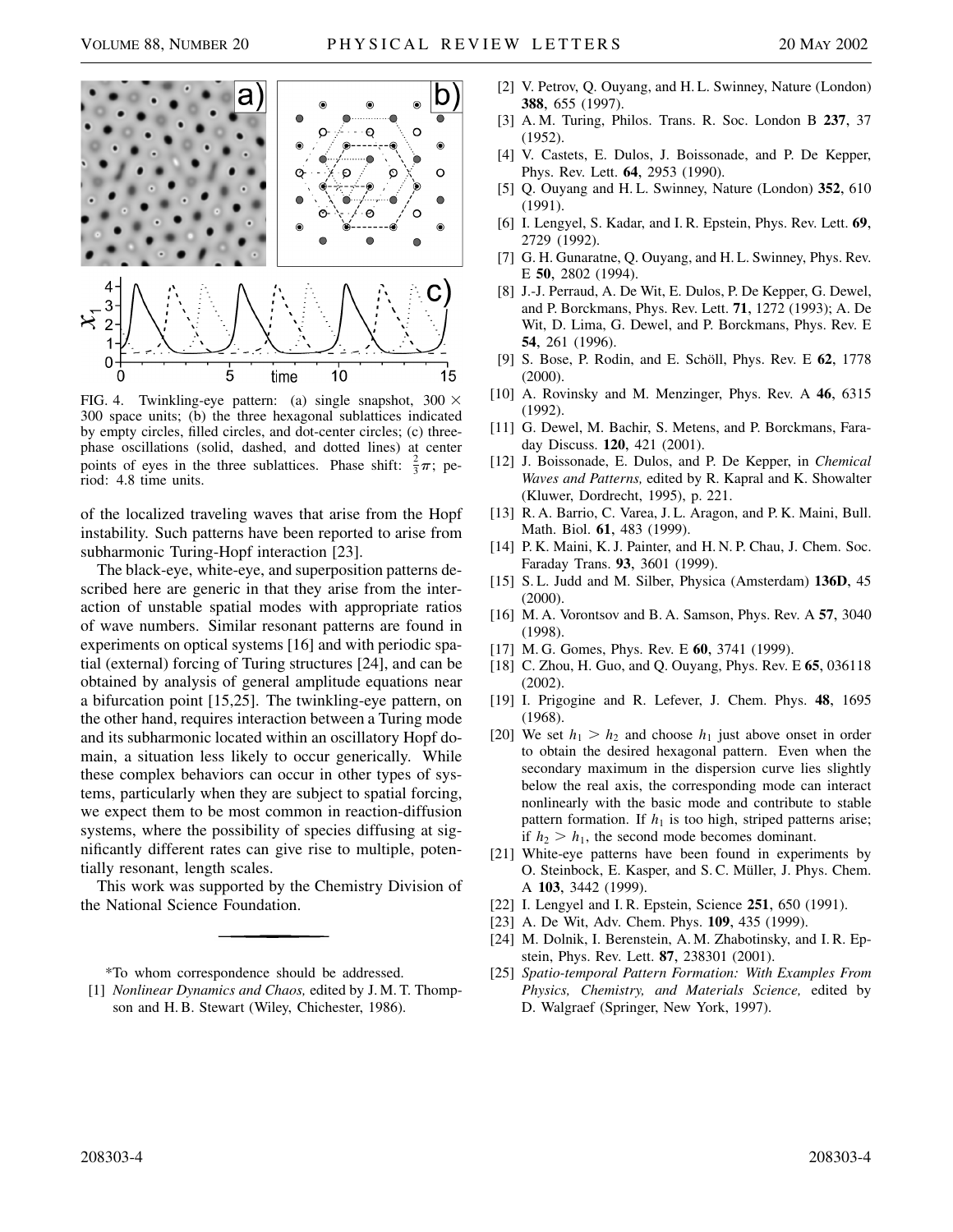a)

b)

c)

4
3
$x_1$ 2
1
0
0 5 time 10 15

FIG. 4. Twinkling-eye pattern: (a) single snapshot, $300 \times 300$ space units; (b) the three hexagonal sublattices indicated by empty circles, filled circles, and dot-center circles; (c) three-phase oscillations (solid, dashed, and dotted lines) at center points of eyes in the three sublattices. Phase shift: $\frac{2}{3}\pi$; period: 4.8 time units.

of the localized traveling waves that arise from the Hopf instability. Such patterns have been reported to arise from subharmonic Turing-Hopf interaction [23].

The black-eye, white-eye, and superposition patterns described here are generic in that they arise from the interaction of unstable spatial modes with appropriate ratios of wave numbers. Similar resonant patterns are found in experiments on optical systems [16] and with periodic spatial (external) forcing of Turing structures [24], and can be obtained by analysis of general amplitude equations near a bifurcation point [15,25]. The twinkling-eye pattern, on the other hand, requires interaction between a Turing mode and its subharmonic located within an oscillatory Hopf domain, a situation less likely to occur generically. While these complex behaviors can occur in other types of systems, particularly when they are subject to spatial forcing, we expect them to be most common in reaction-diffusion systems, where the possibility of species diffusing at significantly different rates can give rise to multiple, potentially resonant, length scales.

This work was supported by the Chemistry Division of the National Science Foundation.

---

*To whom correspondence should be addressed.

[1] *Nonlinear Dynamics and Chaos,* edited by J. M. T. Thompson and H. B. Stewart (Wiley, Chichester, 1986).

[2] V. Petrov, Q. Ouyang, and H. L. Swinney, Nature (London) **388**, 655 (1997).

[3] A. M. Turing, Philos. Trans. R. Soc. London B **237**, 37 (1952).

[4] V. Castets, E. Dulos, J. Boissonade, and P. De Kepper, Phys. Rev. Lett. **64**, 2953 (1990).

[5] Q. Ouyang and H. L. Swinney, Nature (London) **352**, 610 (1991).

[6] I. Lengyel, S. Kadar, and I. R. Epstein, Phys. Rev. Lett. **69**, 2729 (1992).

[7] G. H. Gunaratne, Q. Ouyang, and H. L. Swinney, Phys. Rev. E **50**, 2802 (1994).

[8] J.-J. Perraud, A. De Wit, E. Dulos, P. De Kepper, G. Dewel, and P. Borckmans, Phys. Rev. Lett. **71**, 1272 (1993); A. De Wit, D. Lima, G. Dewel, and P. Borckmans, Phys. Rev. E **54**, 261 (1996).

[9] S. Bose, P. Rodin, and E. Schöll, Phys. Rev. E **62**, 1778 (2000).

[10] A. Rovinsky and M. Menzinger, Phys. Rev. A **46**, 6315 (1992).

[11] G. Dewel, M. Bachir, S. Metens, and P. Borckmans, Faraday Discuss. **120**, 421 (2001).

[12] J. Boissonade, E. Dulos, and P. De Kepper, in *Chemical Waves and Patterns,* edited by R. Kapral and K. Showalter (Kluwer, Dordrecht, 1995), p. 221.

[13] R. A. Barrio, C. Varea, J. L. Aragon, and P. K. Maini, Bull. Math. Biol. **61**, 483 (1999).

[14] P. K. Maini, K. J. Painter, and H. N. P. Chau, J. Chem. Soc. Faraday Trans. **93**, 3601 (1999).

[15] S. L. Judd and M. Silber, Physica (Amsterdam) **136D**, 45 (2000).

[16] M. A. Vorontsov and B. A. Samson, Phys. Rev. A **57**, 3040 (1998).

[17] M. G. Gomes, Phys. Rev. E **60**, 3741 (1999).

[18] C. Zhou, H. Guo, and Q. Ouyang, Phys. Rev. E **65**, 036118 (2002).

[19] I. Prigogine and R. Lefever, J. Chem. Phys. **48**, 1695 (1968).

[20] We set $h_1 > h_2$ and choose $h_1$ just above onset in order to obtain the desired hexagonal pattern. Even when the secondary maximum in the dispersion curve lies slightly below the real axis, the corresponding mode can interact nonlinearly with the basic mode and contribute to stable pattern formation. If $h_1$ is too high, striped patterns arise; if $h_2 > h_1$, the second mode becomes dominant.

[21] White-eye patterns have been found in experiments by O. Steinbock, E. Kasper, and S. C. Müller, J. Phys. Chem. A **103**, 3442 (1999).

[22] I. Lengyel and I. R. Epstein, Science **251**, 650 (1991).

[23] A. De Wit, Adv. Chem. Phys. **109**, 435 (1999).

[24] M. Dolnik, I. Berenstein, A. M. Zhabotinsky, and I. R. Epstein, Phys. Rev. Lett. **87**, 238301 (2001).

[25] *Spatio-temporal Pattern Formation: With Examples From Physics, Chemistry, and Materials Science,* edited by D. Walgraef (Springer, New York, 1997).